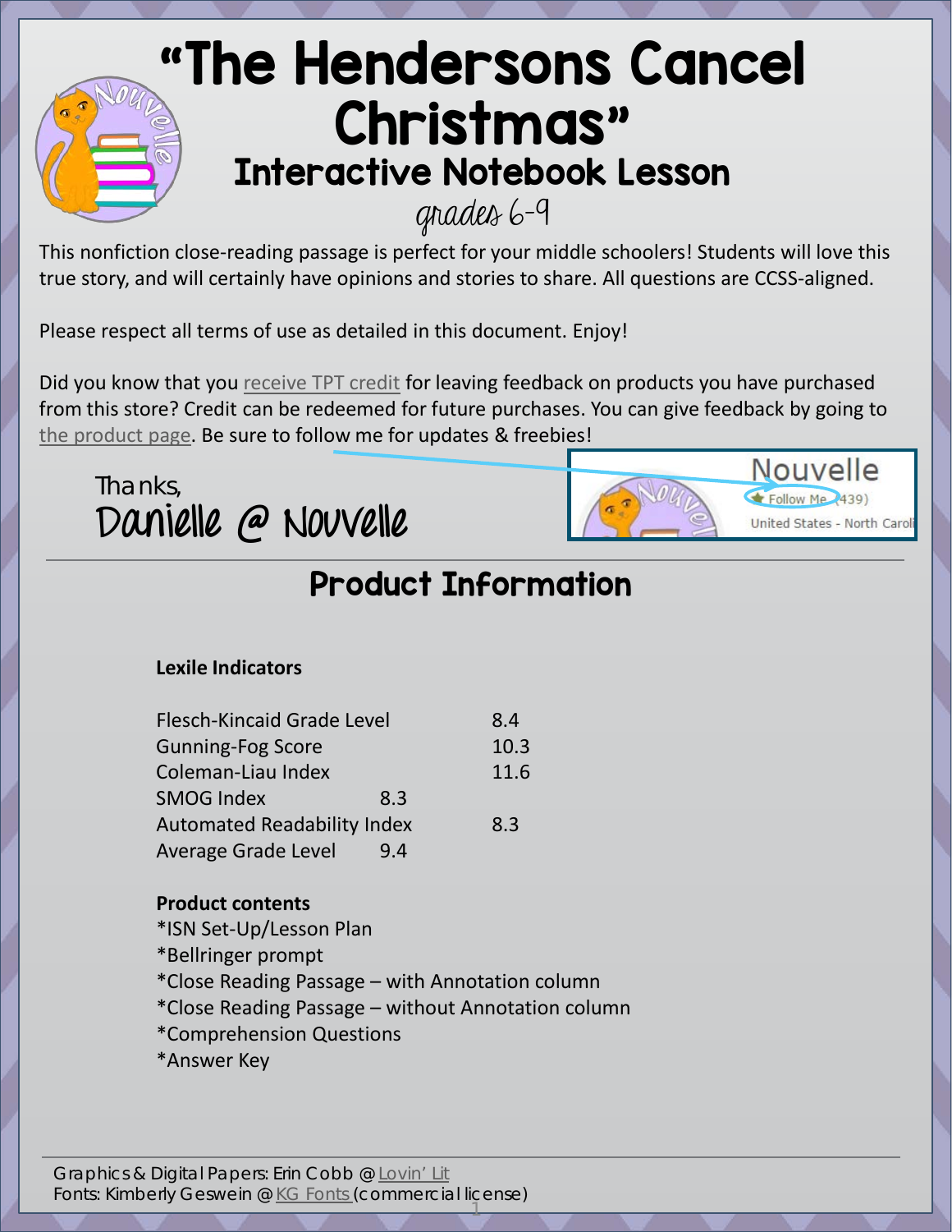# "The Hendersons Cancel Christmas"

## Interactive Notebook Lesson

grades 6-9

This nonfiction close-reading passage is perfect for your middle schoolers! Students will love this true story, and will certainly have opinions and stories to share. All questions are CCSS-aligned.

Please respect all terms of use as detailed in this document. Enjoy!

Did you know that you receive TPT credit for leaving feedback on products you have purchased from this store? Credit can be redeemed for future purchases. You can give feedback by going to the product page. Be sure to follow me for updates & freebies!

Thanks,
Danielle @ Nouvelle

## Product Information

**Lexile Indicators**

| | |
|---|---|
| Flesch-Kincaid Grade Level | 8.4 |
| Gunning-Fog Score | 10.3 |
| Coleman-Liau Index | 11.6 |
| SMOG Index | 8.3 |
| Automated Readability Index | 8.3 |
| Average Grade Level | 9.4 |

**Product contents**

*ISN Set-Up/Lesson Plan
*Bellringer prompt
*Close Reading Passage – with Annotation column
*Close Reading Passage – without Annotation column
*Comprehension Questions
*Answer Key

Graphics & Digital Papers: Erin Cobb @ Lovin' Lit
Fonts: Kimberly Geswein @ KG Fonts (commercial license)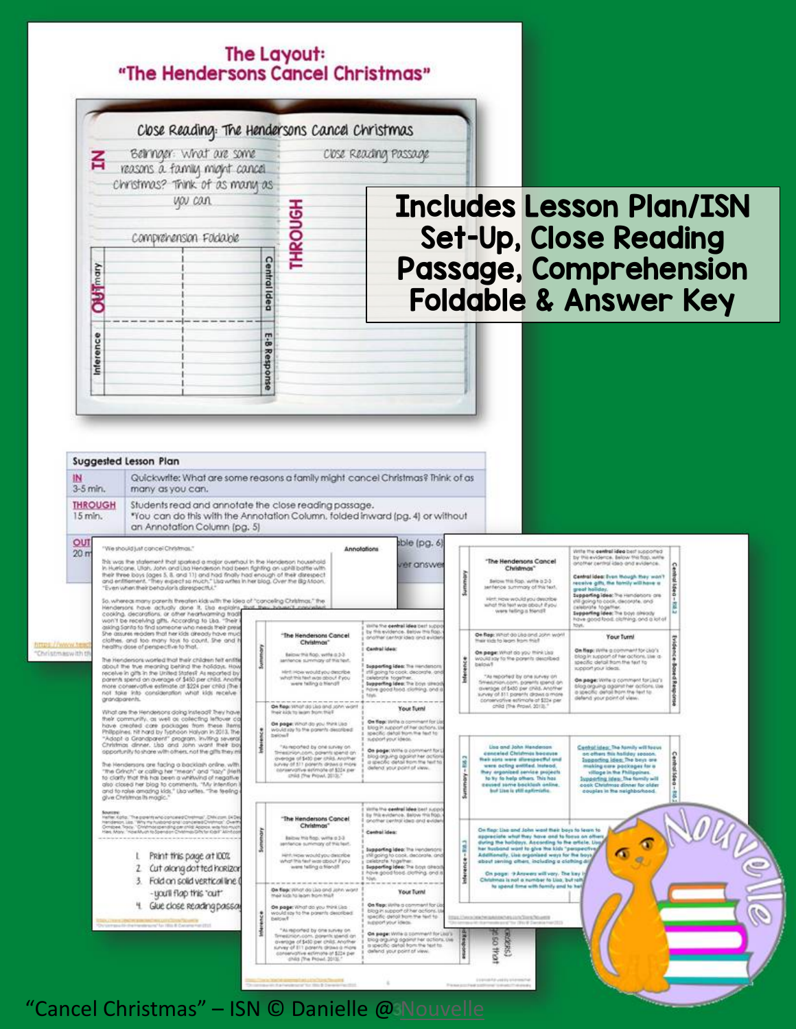# The Layout: "The Hendersons Cancel Christmas"

Close Reading: The Hendersons Cancel Christmas

IN — Bellringer: What are some reasons a family might cancel Christmas? Think of as many as you can.

THROUGH — Close Reading Passage

OUT — Comprehension Foldable

| Summary | | Central Idea |
|---|---|---|
| Inference | | E-B Response |

**Includes Lesson Plan/ISN Set-Up, Close Reading Passage, Comprehension Foldable & Answer Key**

| Suggested Lesson Plan | |
|---|---|
| IN 3-5 min. | Quickwrite: What are some reasons a family might cancel Christmas? Think of as many as you can. |
| THROUGH 15 min. | Students read and annotate the close reading passage. *You can do this with the Annotation Column, folded inward (pg. 4) or without an Annotation Column (pg. 5) |
| OUT 20 m... | ...able (pg. 6) ...ver answer... |

"Cancel Christmas" – ISN © Danielle @Nouvelle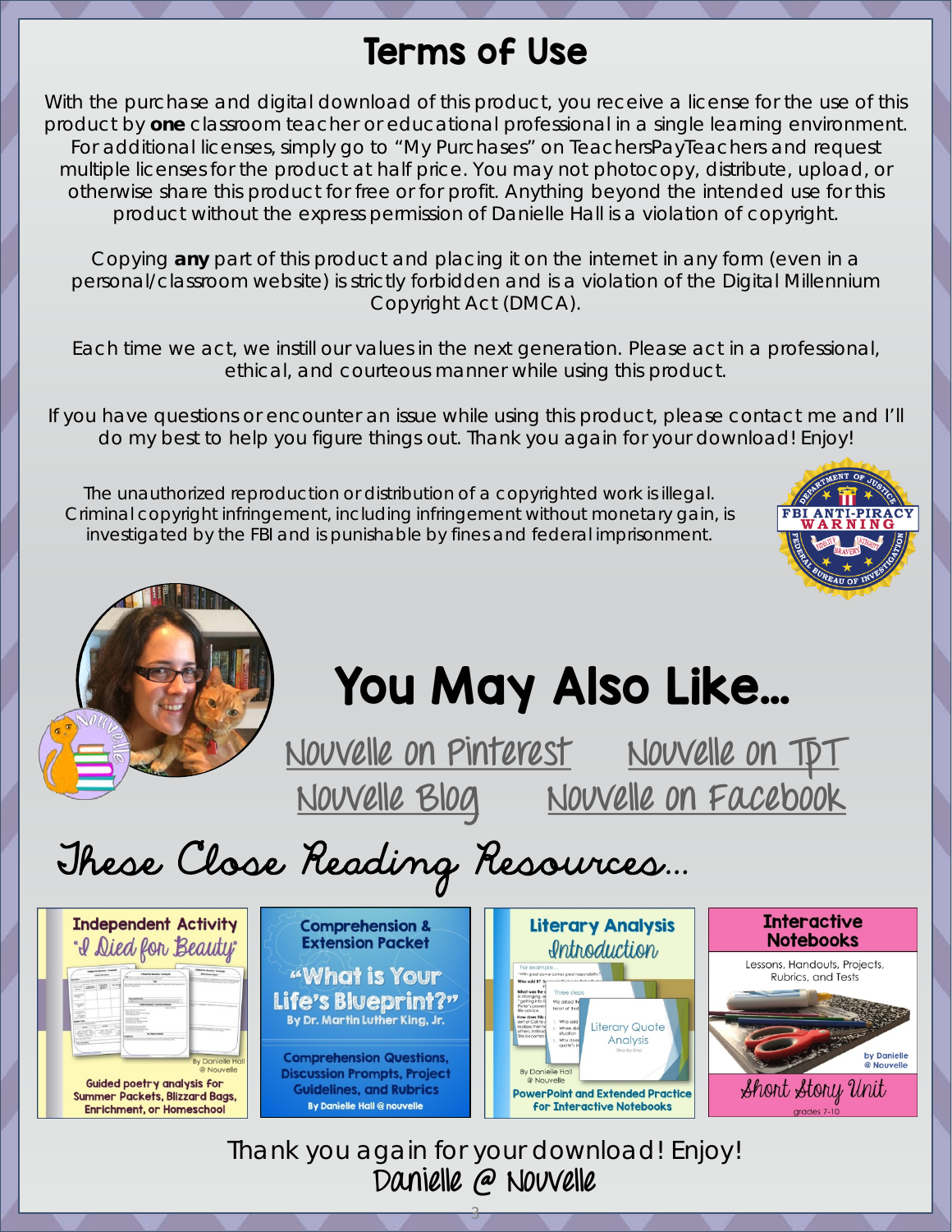# Terms of Use

With the purchase and digital download of this product, you receive a license for the use of this product by **one** classroom teacher or educational professional in a single learning environment. For additional licenses, simply go to "My Purchases" on TeachersPayTeachers and request multiple licenses for the product at half price. You may not photocopy, distribute, upload, or otherwise share this product for free or for profit. Anything beyond the intended use for this product without the express permission of Danielle Hall is a violation of copyright.

Copying **any** part of this product and placing it on the internet in any form (even in a personal/classroom website) is strictly forbidden and is a violation of the Digital Millennium Copyright Act (DMCA).

Each time we act, we instill our values in the next generation. Please act in a professional, ethical, and courteous manner while using this product.

If you have questions or encounter an issue while using this product, please contact me and I'll do my best to help you figure things out. Thank you again for your download! Enjoy!

The unauthorized reproduction or distribution of a copyrighted work is illegal. Criminal copyright infringement, including infringement without monetary gain, is investigated by the FBI and is punishable by fines and federal imprisonment.

# You May Also Like...

Nouvelle on Pinterest    Nouvelle on TpT

Nouvelle Blog    Nouvelle on Facebook

## These Close Reading Resources...

Independent Activity "I Died for Beauty" – Guided poetry analysis for Summer Packets, Blizzard Bags, Enrichment, or Homeschool

Comprehension & Extension Packet "What is Your Life's Blueprint?" By Dr. Martin Luther King, Jr. – Comprehension Questions, Discussion Prompts, Project Guidelines, and Rubrics

Literary Analysis Introduction – PowerPoint and Extended Practice for Interactive Notebooks

Interactive Notebooks – Lessons, Handouts, Projects, Rubrics, and Tests – Short Story Unit, grades 7-10

Thank you again for your download! Enjoy!

Danielle @ Nouvelle